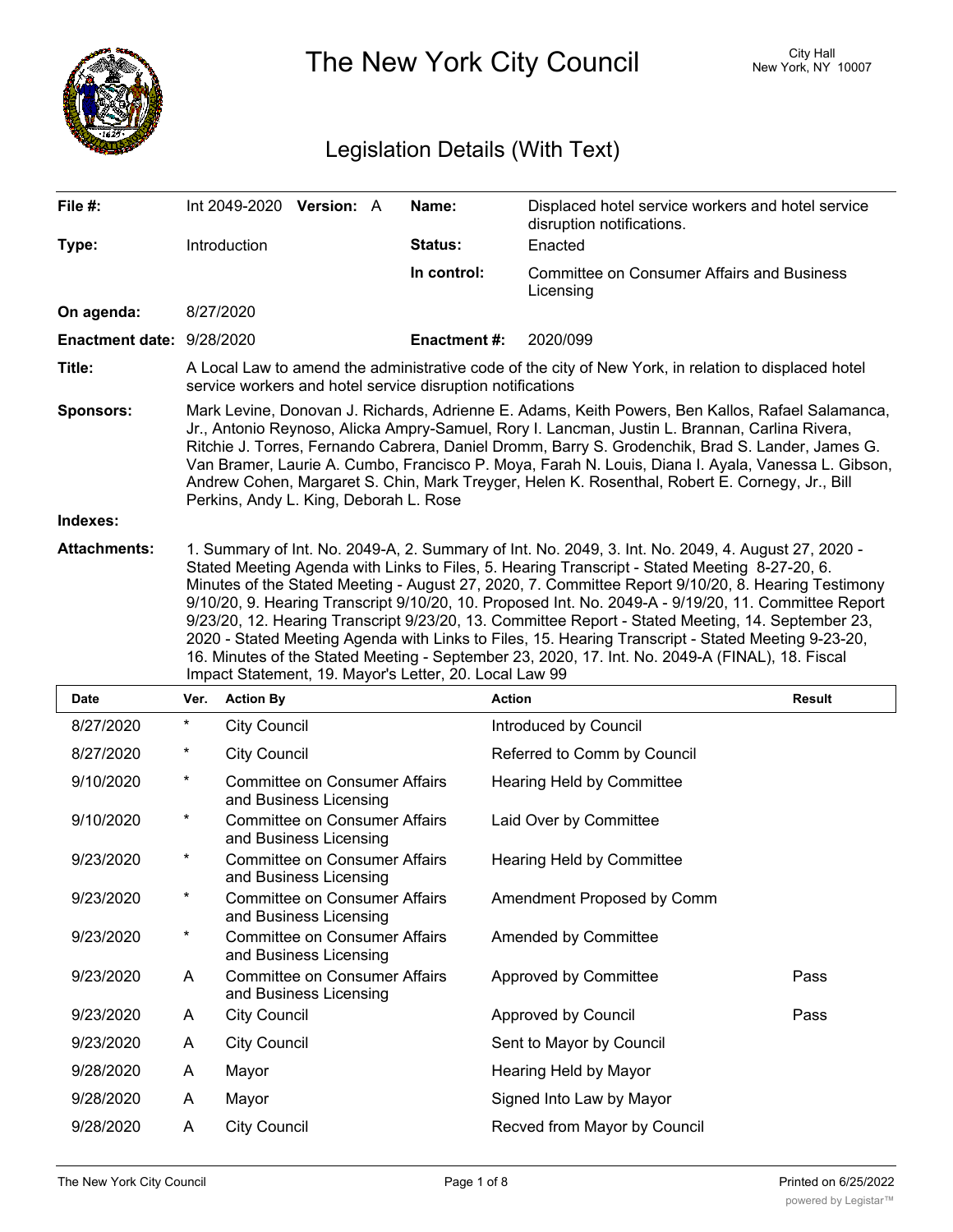# The New York City Council

City Hall
New York, NY 10007

## Legislation Details (With Text)

| | | | |
|---|---|---|---|
| **File #:** | Int 2049-2020 **Version:** A | **Name:** | Displaced hotel service workers and hotel service disruption notifications. |
| **Type:** | Introduction | **Status:** | Enacted |
| | | **In control:** | Committee on Consumer Affairs and Business Licensing |
| **On agenda:** | 8/27/2020 | | |
| **Enactment date:** | 9/28/2020 | **Enactment #:** | 2020/099 |

**Title:** A Local Law to amend the administrative code of the city of New York, in relation to displaced hotel service workers and hotel service disruption notifications

**Sponsors:** Mark Levine, Donovan J. Richards, Adrienne E. Adams, Keith Powers, Ben Kallos, Rafael Salamanca, Jr., Antonio Reynoso, Alicka Ampry-Samuel, Rory I. Lancman, Justin L. Brannan, Carlina Rivera, Ritchie J. Torres, Fernando Cabrera, Daniel Dromm, Barry S. Grodenchik, Brad S. Lander, James G. Van Bramer, Laurie A. Cumbo, Francisco P. Moya, Farah N. Louis, Diana I. Ayala, Vanessa L. Gibson, Andrew Cohen, Margaret S. Chin, Mark Treyger, Helen K. Rosenthal, Robert E. Cornegy, Jr., Bill Perkins, Andy L. King, Deborah L. Rose

**Indexes:**

**Attachments:** 1. Summary of Int. No. 2049-A, 2. Summary of Int. No. 2049, 3. Int. No. 2049, 4. August 27, 2020 - Stated Meeting Agenda with Links to Files, 5. Hearing Transcript - Stated Meeting 8-27-20, 6. Minutes of the Stated Meeting - August 27, 2020, 7. Committee Report 9/10/20, 8. Hearing Testimony 9/10/20, 9. Hearing Transcript 9/10/20, 10. Proposed Int. No. 2049-A - 9/19/20, 11. Committee Report 9/23/20, 12. Hearing Transcript 9/23/20, 13. Committee Report - Stated Meeting, 14. September 23, 2020 - Stated Meeting Agenda with Links to Files, 15. Hearing Transcript - Stated Meeting 9-23-20, 16. Minutes of the Stated Meeting - September 23, 2020, 17. Int. No. 2049-A (FINAL), 18. Fiscal Impact Statement, 19. Mayor's Letter, 20. Local Law 99

| Date | Ver. | Action By | Action | Result |
|---|---|---|---|---|
| 8/27/2020 | * | City Council | Introduced by Council | |
| 8/27/2020 | * | City Council | Referred to Comm by Council | |
| 9/10/2020 | * | Committee on Consumer Affairs and Business Licensing | Hearing Held by Committee | |
| 9/10/2020 | * | Committee on Consumer Affairs and Business Licensing | Laid Over by Committee | |
| 9/23/2020 | * | Committee on Consumer Affairs and Business Licensing | Hearing Held by Committee | |
| 9/23/2020 | * | Committee on Consumer Affairs and Business Licensing | Amendment Proposed by Comm | |
| 9/23/2020 | * | Committee on Consumer Affairs and Business Licensing | Amended by Committee | |
| 9/23/2020 | A | Committee on Consumer Affairs and Business Licensing | Approved by Committee | Pass |
| 9/23/2020 | A | City Council | Approved by Council | Pass |
| 9/23/2020 | A | City Council | Sent to Mayor by Council | |
| 9/28/2020 | A | Mayor | Hearing Held by Mayor | |
| 9/28/2020 | A | Mayor | Signed Into Law by Mayor | |
| 9/28/2020 | A | City Council | Recved from Mayor by Council | |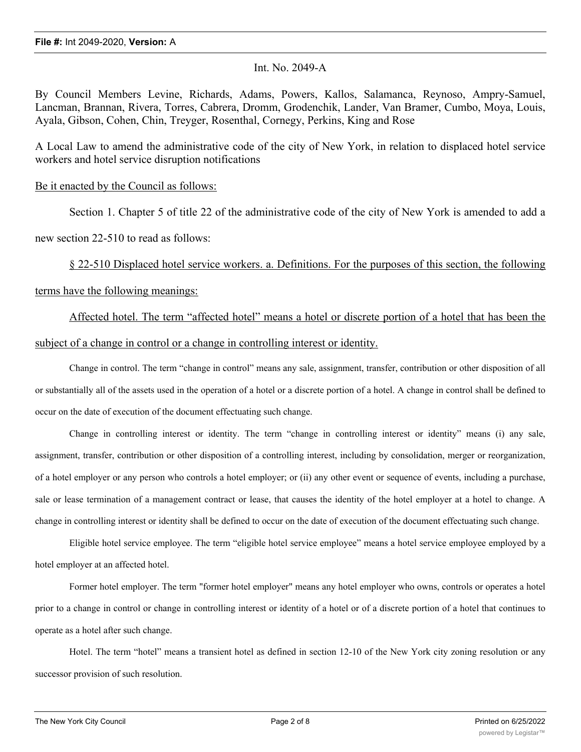Int. No. 2049-A

By Council Members Levine, Richards, Adams, Powers, Kallos, Salamanca, Reynoso, Ampry-Samuel, Lancman, Brannan, Rivera, Torres, Cabrera, Dromm, Grodenchik, Lander, Van Bramer, Cumbo, Moya, Louis, Ayala, Gibson, Cohen, Chin, Treyger, Rosenthal, Cornegy, Perkins, King and Rose

A Local Law to amend the administrative code of the city of New York, in relation to displaced hotel service workers and hotel service disruption notifications

Be it enacted by the Council as follows:

Section 1. Chapter 5 of title 22 of the administrative code of the city of New York is amended to add a new section 22-510 to read as follows:

§ 22-510 Displaced hotel service workers. a. Definitions. For the purposes of this section, the following terms have the following meanings:

Affected hotel. The term "affected hotel" means a hotel or discrete portion of a hotel that has been the subject of a change in control or a change in controlling interest or identity.

Change in control. The term "change in control" means any sale, assignment, transfer, contribution or other disposition of all or substantially all of the assets used in the operation of a hotel or a discrete portion of a hotel. A change in control shall be defined to occur on the date of execution of the document effectuating such change.

Change in controlling interest or identity. The term "change in controlling interest or identity" means (i) any sale, assignment, transfer, contribution or other disposition of a controlling interest, including by consolidation, merger or reorganization, of a hotel employer or any person who controls a hotel employer; or (ii) any other event or sequence of events, including a purchase, sale or lease termination of a management contract or lease, that causes the identity of the hotel employer at a hotel to change. A change in controlling interest or identity shall be defined to occur on the date of execution of the document effectuating such change.

Eligible hotel service employee. The term "eligible hotel service employee" means a hotel service employee employed by a hotel employer at an affected hotel.

Former hotel employer. The term "former hotel employer" means any hotel employer who owns, controls or operates a hotel prior to a change in control or change in controlling interest or identity of a hotel or of a discrete portion of a hotel that continues to operate as a hotel after such change.

Hotel. The term "hotel" means a transient hotel as defined in section 12-10 of the New York city zoning resolution or any successor provision of such resolution.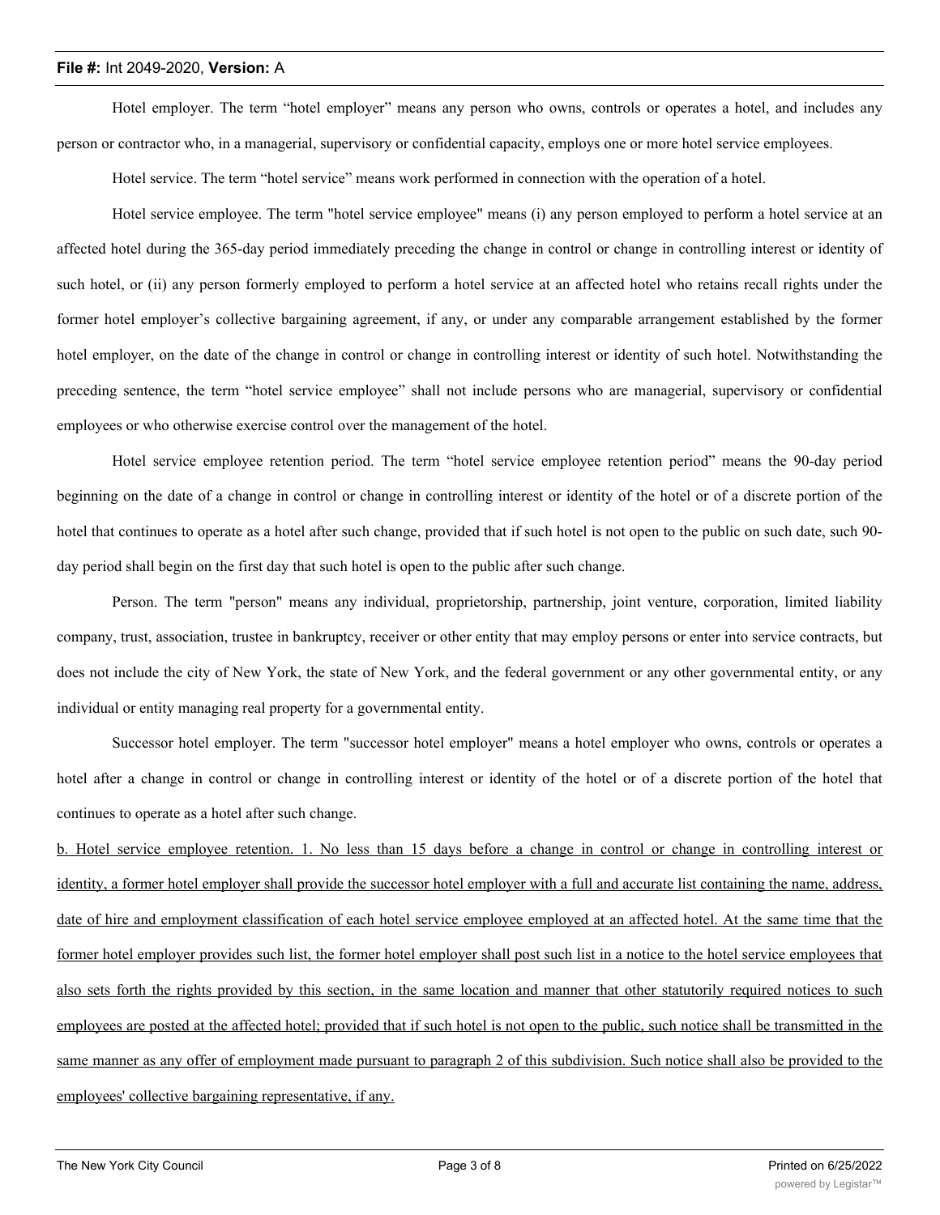Hotel employer. The term "hotel employer" means any person who owns, controls or operates a hotel, and includes any person or contractor who, in a managerial, supervisory or confidential capacity, employs one or more hotel service employees.

Hotel service. The term "hotel service" means work performed in connection with the operation of a hotel.

Hotel service employee. The term "hotel service employee" means (i) any person employed to perform a hotel service at an affected hotel during the 365-day period immediately preceding the change in control or change in controlling interest or identity of such hotel, or (ii) any person formerly employed to perform a hotel service at an affected hotel who retains recall rights under the former hotel employer's collective bargaining agreement, if any, or under any comparable arrangement established by the former hotel employer, on the date of the change in control or change in controlling interest or identity of such hotel. Notwithstanding the preceding sentence, the term "hotel service employee" shall not include persons who are managerial, supervisory or confidential employees or who otherwise exercise control over the management of the hotel.

Hotel service employee retention period. The term "hotel service employee retention period" means the 90-day period beginning on the date of a change in control or change in controlling interest or identity of the hotel or of a discrete portion of the hotel that continues to operate as a hotel after such change, provided that if such hotel is not open to the public on such date, such 90-day period shall begin on the first day that such hotel is open to the public after such change.

Person. The term "person" means any individual, proprietorship, partnership, joint venture, corporation, limited liability company, trust, association, trustee in bankruptcy, receiver or other entity that may employ persons or enter into service contracts, but does not include the city of New York, the state of New York, and the federal government or any other governmental entity, or any individual or entity managing real property for a governmental entity.

Successor hotel employer. The term "successor hotel employer" means a hotel employer who owns, controls or operates a hotel after a change in control or change in controlling interest or identity of the hotel or of a discrete portion of the hotel that continues to operate as a hotel after such change.

b. Hotel service employee retention. 1. No less than 15 days before a change in control or change in controlling interest or identity, a former hotel employer shall provide the successor hotel employer with a full and accurate list containing the name, address, date of hire and employment classification of each hotel service employee employed at an affected hotel. At the same time that the former hotel employer provides such list, the former hotel employer shall post such list in a notice to the hotel service employees that also sets forth the rights provided by this section, in the same location and manner that other statutorily required notices to such employees are posted at the affected hotel; provided that if such hotel is not open to the public, such notice shall be transmitted in the same manner as any offer of employment made pursuant to paragraph 2 of this subdivision. Such notice shall also be provided to the employees' collective bargaining representative, if any.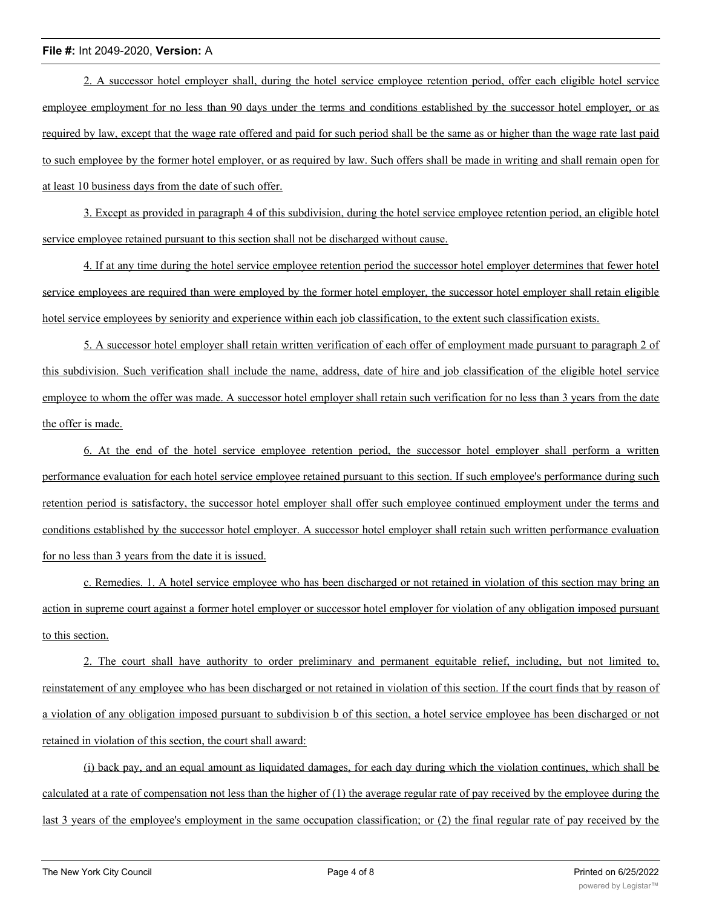2. A successor hotel employer shall, during the hotel service employee retention period, offer each eligible hotel service employee employment for no less than 90 days under the terms and conditions established by the successor hotel employer, or as required by law, except that the wage rate offered and paid for such period shall be the same as or higher than the wage rate last paid to such employee by the former hotel employer, or as required by law. Such offers shall be made in writing and shall remain open for at least 10 business days from the date of such offer.

3. Except as provided in paragraph 4 of this subdivision, during the hotel service employee retention period, an eligible hotel service employee retained pursuant to this section shall not be discharged without cause.

4. If at any time during the hotel service employee retention period the successor hotel employer determines that fewer hotel service employees are required than were employed by the former hotel employer, the successor hotel employer shall retain eligible hotel service employees by seniority and experience within each job classification, to the extent such classification exists.

5. A successor hotel employer shall retain written verification of each offer of employment made pursuant to paragraph 2 of this subdivision. Such verification shall include the name, address, date of hire and job classification of the eligible hotel service employee to whom the offer was made. A successor hotel employer shall retain such verification for no less than 3 years from the date the offer is made.

6. At the end of the hotel service employee retention period, the successor hotel employer shall perform a written performance evaluation for each hotel service employee retained pursuant to this section. If such employee's performance during such retention period is satisfactory, the successor hotel employer shall offer such employee continued employment under the terms and conditions established by the successor hotel employer. A successor hotel employer shall retain such written performance evaluation for no less than 3 years from the date it is issued.

c. Remedies. 1. A hotel service employee who has been discharged or not retained in violation of this section may bring an action in supreme court against a former hotel employer or successor hotel employer for violation of any obligation imposed pursuant to this section.

2. The court shall have authority to order preliminary and permanent equitable relief, including, but not limited to, reinstatement of any employee who has been discharged or not retained in violation of this section. If the court finds that by reason of a violation of any obligation imposed pursuant to subdivision b of this section, a hotel service employee has been discharged or not retained in violation of this section, the court shall award:

(i) back pay, and an equal amount as liquidated damages, for each day during which the violation continues, which shall be calculated at a rate of compensation not less than the higher of (1) the average regular rate of pay received by the employee during the last 3 years of the employee's employment in the same occupation classification; or (2) the final regular rate of pay received by the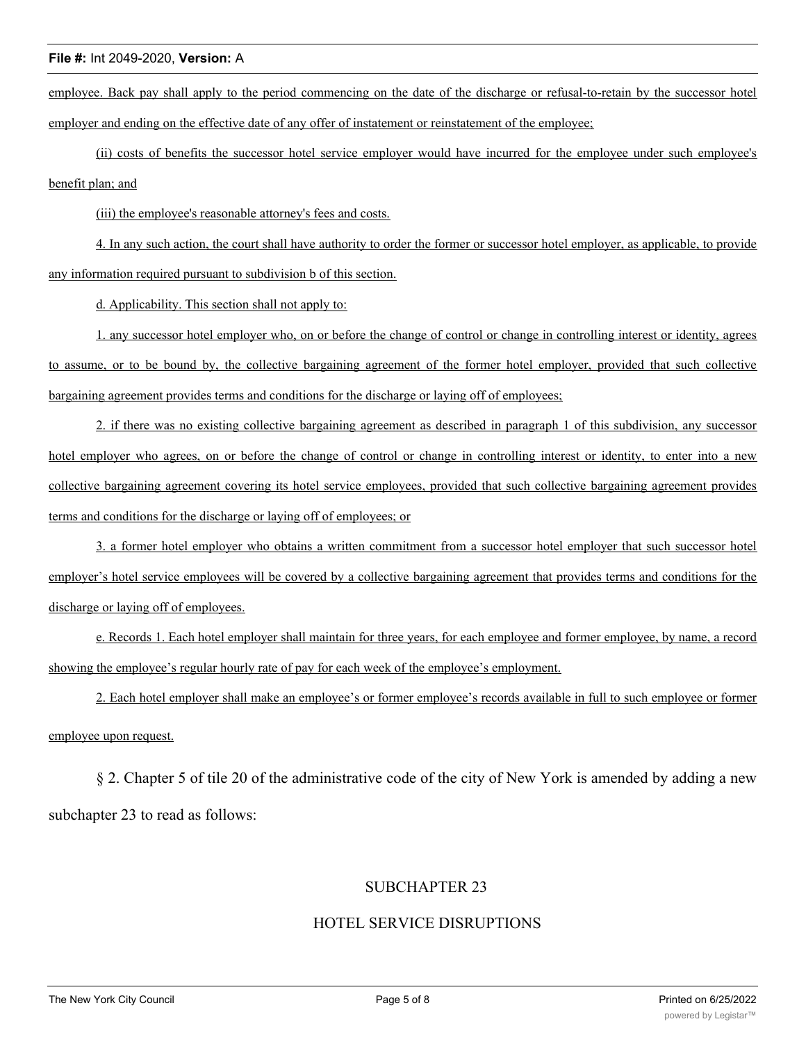employee. Back pay shall apply to the period commencing on the date of the discharge or refusal-to-retain by the successor hotel employer and ending on the effective date of any offer of instatement or reinstatement of the employee;

(ii) costs of benefits the successor hotel service employer would have incurred for the employee under such employee's benefit plan; and

(iii) the employee's reasonable attorney's fees and costs.

4. In any such action, the court shall have authority to order the former or successor hotel employer, as applicable, to provide any information required pursuant to subdivision b of this section.

d. Applicability. This section shall not apply to:

1. any successor hotel employer who, on or before the change of control or change in controlling interest or identity, agrees to assume, or to be bound by, the collective bargaining agreement of the former hotel employer, provided that such collective bargaining agreement provides terms and conditions for the discharge or laying off of employees;

2. if there was no existing collective bargaining agreement as described in paragraph 1 of this subdivision, any successor hotel employer who agrees, on or before the change of control or change in controlling interest or identity, to enter into a new collective bargaining agreement covering its hotel service employees, provided that such collective bargaining agreement provides terms and conditions for the discharge or laying off of employees; or

3. a former hotel employer who obtains a written commitment from a successor hotel employer that such successor hotel employer's hotel service employees will be covered by a collective bargaining agreement that provides terms and conditions for the discharge or laying off of employees.

e. Records 1. Each hotel employer shall maintain for three years, for each employee and former employee, by name, a record showing the employee's regular hourly rate of pay for each week of the employee's employment.

2. Each hotel employer shall make an employee's or former employee's records available in full to such employee or former employee upon request.

§ 2. Chapter 5 of tile 20 of the administrative code of the city of New York is amended by adding a new subchapter 23 to read as follows:

SUBCHAPTER 23

HOTEL SERVICE DISRUPTIONS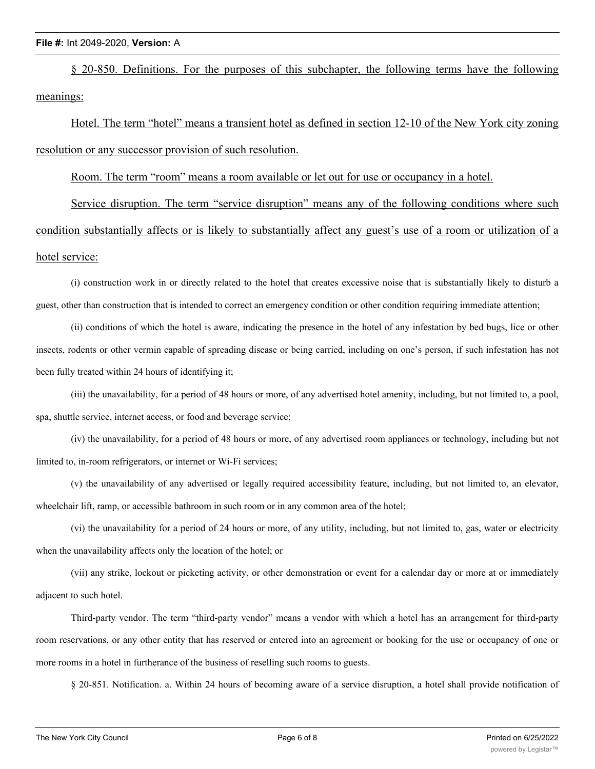§ 20-850. Definitions. For the purposes of this subchapter, the following terms have the following meanings:

Hotel. The term "hotel" means a transient hotel as defined in section 12-10 of the New York city zoning resolution or any successor provision of such resolution.

Room. The term "room" means a room available or let out for use or occupancy in a hotel.

Service disruption. The term "service disruption" means any of the following conditions where such condition substantially affects or is likely to substantially affect any guest's use of a room or utilization of a hotel service:

(i) construction work in or directly related to the hotel that creates excessive noise that is substantially likely to disturb a guest, other than construction that is intended to correct an emergency condition or other condition requiring immediate attention;

(ii) conditions of which the hotel is aware, indicating the presence in the hotel of any infestation by bed bugs, lice or other insects, rodents or other vermin capable of spreading disease or being carried, including on one's person, if such infestation has not been fully treated within 24 hours of identifying it;

(iii) the unavailability, for a period of 48 hours or more, of any advertised hotel amenity, including, but not limited to, a pool, spa, shuttle service, internet access, or food and beverage service;

(iv) the unavailability, for a period of 48 hours or more, of any advertised room appliances or technology, including but not limited to, in-room refrigerators, or internet or Wi-Fi services;

(v) the unavailability of any advertised or legally required accessibility feature, including, but not limited to, an elevator, wheelchair lift, ramp, or accessible bathroom in such room or in any common area of the hotel;

(vi) the unavailability for a period of 24 hours or more, of any utility, including, but not limited to, gas, water or electricity when the unavailability affects only the location of the hotel; or

(vii) any strike, lockout or picketing activity, or other demonstration or event for a calendar day or more at or immediately adjacent to such hotel.

Third-party vendor. The term "third-party vendor" means a vendor with which a hotel has an arrangement for third-party room reservations, or any other entity that has reserved or entered into an agreement or booking for the use or occupancy of one or more rooms in a hotel in furtherance of the business of reselling such rooms to guests.

§ 20-851. Notification. a. Within 24 hours of becoming aware of a service disruption, a hotel shall provide notification of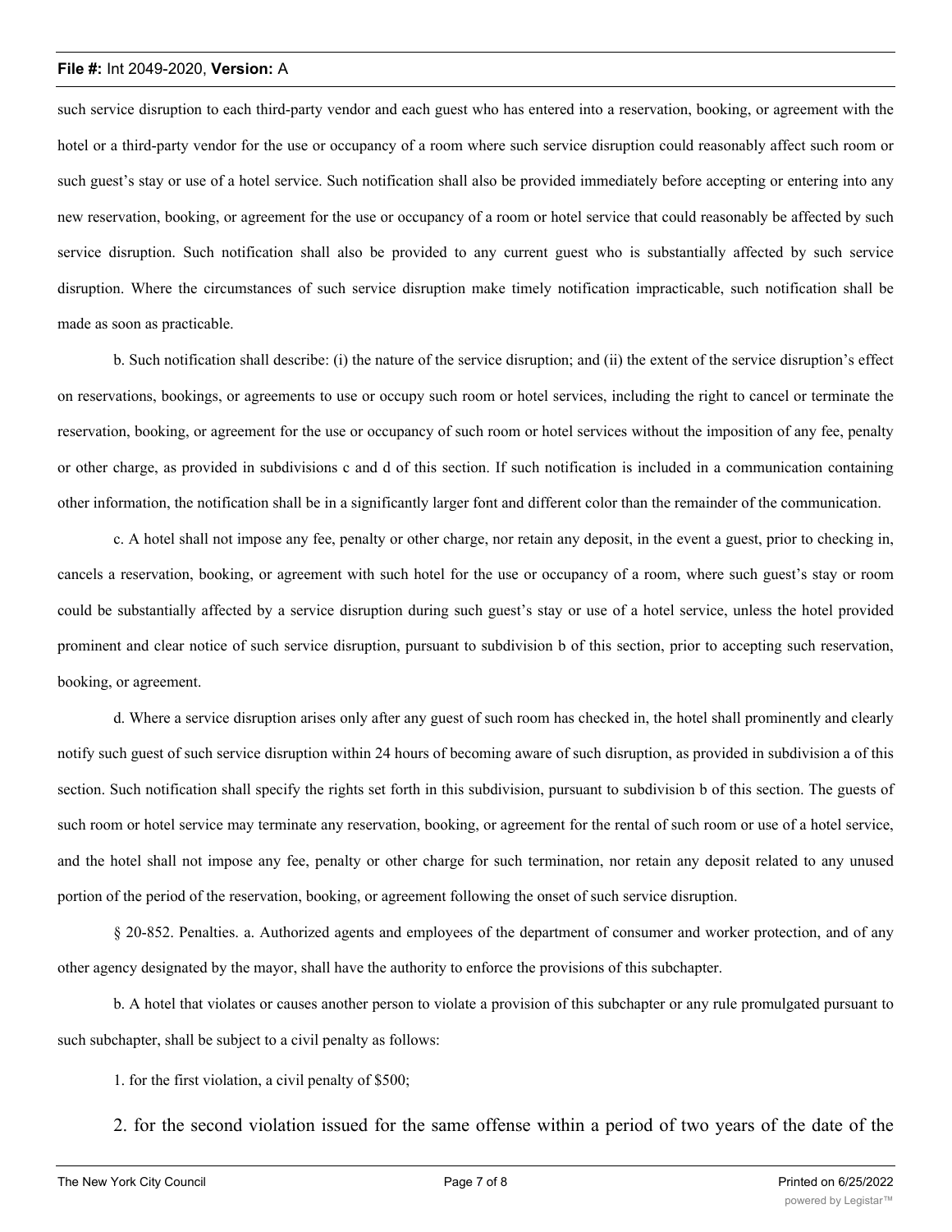such service disruption to each third-party vendor and each guest who has entered into a reservation, booking, or agreement with the hotel or a third-party vendor for the use or occupancy of a room where such service disruption could reasonably affect such room or such guest's stay or use of a hotel service. Such notification shall also be provided immediately before accepting or entering into any new reservation, booking, or agreement for the use or occupancy of a room or hotel service that could reasonably be affected by such service disruption. Such notification shall also be provided to any current guest who is substantially affected by such service disruption. Where the circumstances of such service disruption make timely notification impracticable, such notification shall be made as soon as practicable.

b. Such notification shall describe: (i) the nature of the service disruption; and (ii) the extent of the service disruption's effect on reservations, bookings, or agreements to use or occupy such room or hotel services, including the right to cancel or terminate the reservation, booking, or agreement for the use or occupancy of such room or hotel services without the imposition of any fee, penalty or other charge, as provided in subdivisions c and d of this section. If such notification is included in a communication containing other information, the notification shall be in a significantly larger font and different color than the remainder of the communication.

c. A hotel shall not impose any fee, penalty or other charge, nor retain any deposit, in the event a guest, prior to checking in, cancels a reservation, booking, or agreement with such hotel for the use or occupancy of a room, where such guest's stay or room could be substantially affected by a service disruption during such guest's stay or use of a hotel service, unless the hotel provided prominent and clear notice of such service disruption, pursuant to subdivision b of this section, prior to accepting such reservation, booking, or agreement.

d. Where a service disruption arises only after any guest of such room has checked in, the hotel shall prominently and clearly notify such guest of such service disruption within 24 hours of becoming aware of such disruption, as provided in subdivision a of this section. Such notification shall specify the rights set forth in this subdivision, pursuant to subdivision b of this section. The guests of such room or hotel service may terminate any reservation, booking, or agreement for the rental of such room or use of a hotel service, and the hotel shall not impose any fee, penalty or other charge for such termination, nor retain any deposit related to any unused portion of the period of the reservation, booking, or agreement following the onset of such service disruption.

§ 20-852. Penalties. a. Authorized agents and employees of the department of consumer and worker protection, and of any other agency designated by the mayor, shall have the authority to enforce the provisions of this subchapter.

b. A hotel that violates or causes another person to violate a provision of this subchapter or any rule promulgated pursuant to such subchapter, shall be subject to a civil penalty as follows:

1. for the first violation, a civil penalty of $500;

2. for the second violation issued for the same offense within a period of two years of the date of the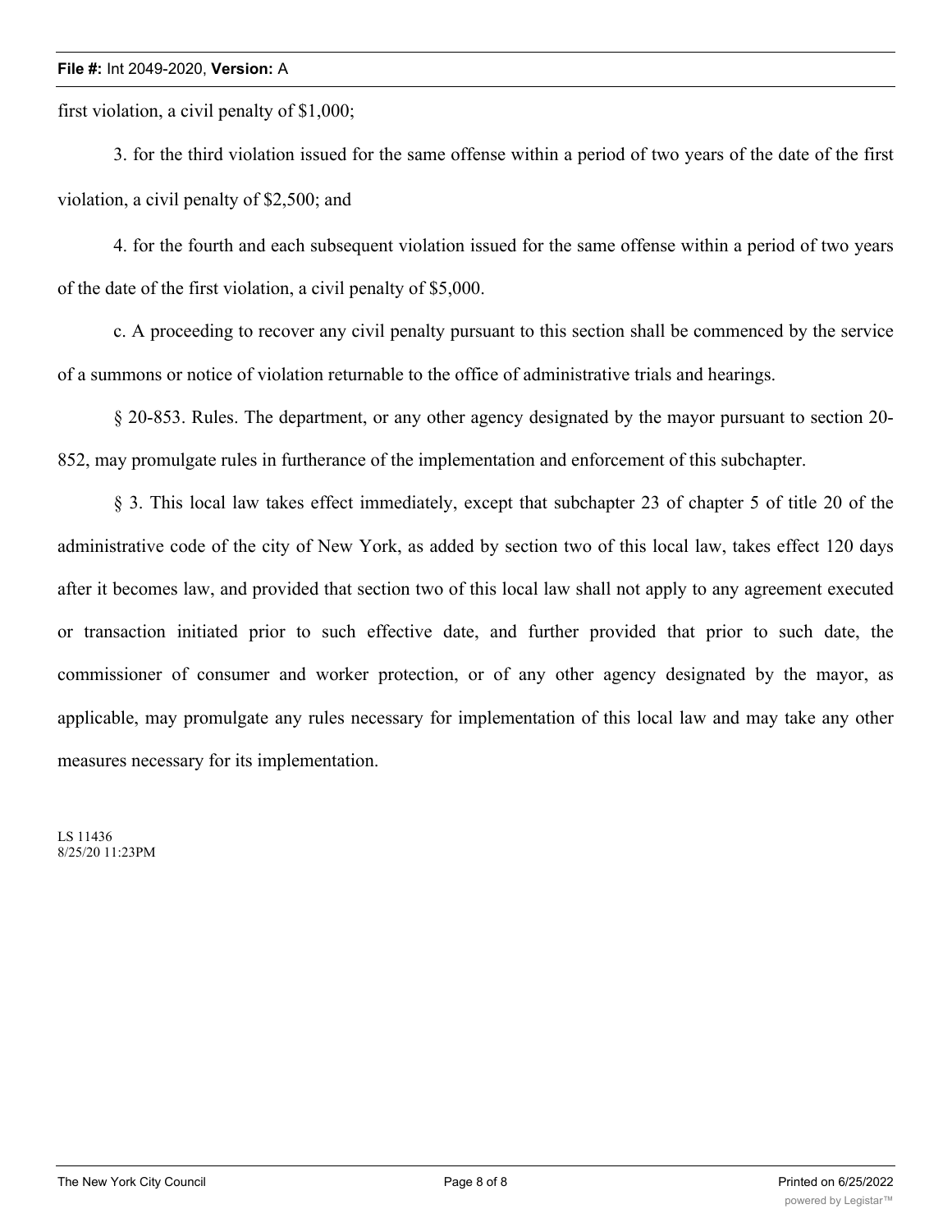first violation, a civil penalty of $1,000;

3. for the third violation issued for the same offense within a period of two years of the date of the first violation, a civil penalty of $2,500; and

4. for the fourth and each subsequent violation issued for the same offense within a period of two years of the date of the first violation, a civil penalty of $5,000.

c. A proceeding to recover any civil penalty pursuant to this section shall be commenced by the service of a summons or notice of violation returnable to the office of administrative trials and hearings.

§ 20-853. Rules. The department, or any other agency designated by the mayor pursuant to section 20-852, may promulgate rules in furtherance of the implementation and enforcement of this subchapter.

§ 3. This local law takes effect immediately, except that subchapter 23 of chapter 5 of title 20 of the administrative code of the city of New York, as added by section two of this local law, takes effect 120 days after it becomes law, and provided that section two of this local law shall not apply to any agreement executed or transaction initiated prior to such effective date, and further provided that prior to such date, the commissioner of consumer and worker protection, or of any other agency designated by the mayor, as applicable, may promulgate any rules necessary for implementation of this local law and may take any other measures necessary for its implementation.

LS 11436
8/25/20 11:23PM